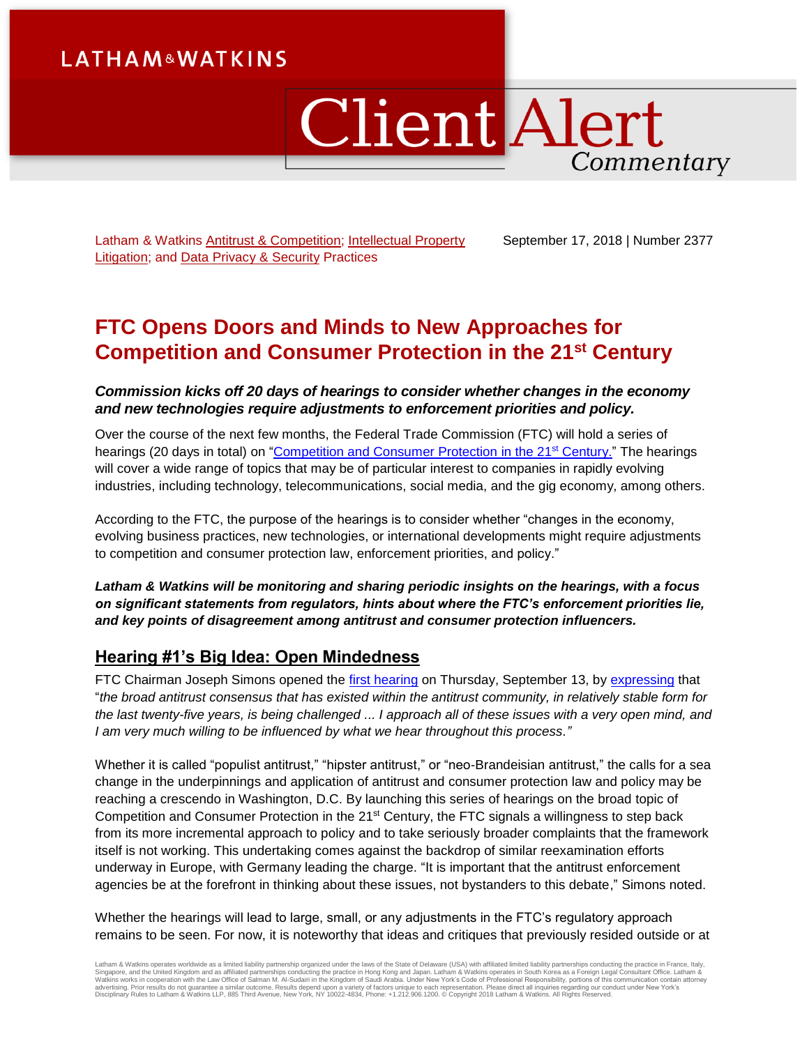Latham & Watkins Antitrust & Competition; Intellectual Property Litigation; and Data Privacy & Security Practices

September 17, 2018 | Number 2377

# FTC Opens Doors and Minds to New Approaches for Competition and Consumer Protection in the 21st Century

***Commission kicks off 20 days of hearings to consider whether changes in the economy and new technologies require adjustments to enforcement priorities and policy.***

Over the course of the next few months, the Federal Trade Commission (FTC) will hold a series of hearings (20 days in total) on "Competition and Consumer Protection in the 21st Century." The hearings will cover a wide range of topics that may be of particular interest to companies in rapidly evolving industries, including technology, telecommunications, social media, and the gig economy, among others.

According to the FTC, the purpose of the hearings is to consider whether "changes in the economy, evolving business practices, new technologies, or international developments might require adjustments to competition and consumer protection law, enforcement priorities, and policy."

***Latham & Watkins will be monitoring and sharing periodic insights on the hearings, with a focus on significant statements from regulators, hints about where the FTC's enforcement priorities lie, and key points of disagreement among antitrust and consumer protection influencers.***

## Hearing #1's Big Idea: Open Mindedness

FTC Chairman Joseph Simons opened the first hearing on Thursday, September 13, by expressing that "*the broad antitrust consensus that has existed within the antitrust community, in relatively stable form for the last twenty-five years, is being challenged ... I approach all of these issues with a very open mind, and I am very much willing to be influenced by what we hear throughout this process.*"

Whether it is called "populist antitrust," "hipster antitrust," or "neo-Brandeisian antitrust," the calls for a sea change in the underpinnings and application of antitrust and consumer protection law and policy may be reaching a crescendo in Washington, D.C. By launching this series of hearings on the broad topic of Competition and Consumer Protection in the 21st Century, the FTC signals a willingness to step back from its more incremental approach to policy and to take seriously broader complaints that the framework itself is not working. This undertaking comes against the backdrop of similar reexamination efforts underway in Europe, with Germany leading the charge. "It is important that the antitrust enforcement agencies be at the forefront in thinking about these issues, not bystanders to this debate," Simons noted.

Whether the hearings will lead to large, small, or any adjustments in the FTC's regulatory approach remains to be seen. For now, it is noteworthy that ideas and critiques that previously resided outside or at

Latham & Watkins operates worldwide as a limited liability partnership organized under the laws of the State of Delaware (USA) with affiliated limited liability partnerships conducting the practice in France, Italy, Singapore, and the United Kingdom and as affiliated partnerships conducting the practice in Hong Kong and Japan. Latham & Watkins operates in South Korea as a Foreign Legal Consultant Office. Latham & Watkins works in cooperation with the Law Office of Salman M. Al-Sudairi in the Kingdom of Saudi Arabia. Under New York's Code of Professional Responsibility, portions of this communication contain attorney advertising. Prior results do not guarantee a similar outcome. Results depend upon a variety of factors unique to each representation. Please direct all inquiries regarding our conduct under New York's Disciplinary Rules to Latham & Watkins LLP, 885 Third Avenue, New York, NY 10022-4834, Phone: +1.212.906.1200. © Copyright 2018 Latham & Watkins. All Rights Reserved.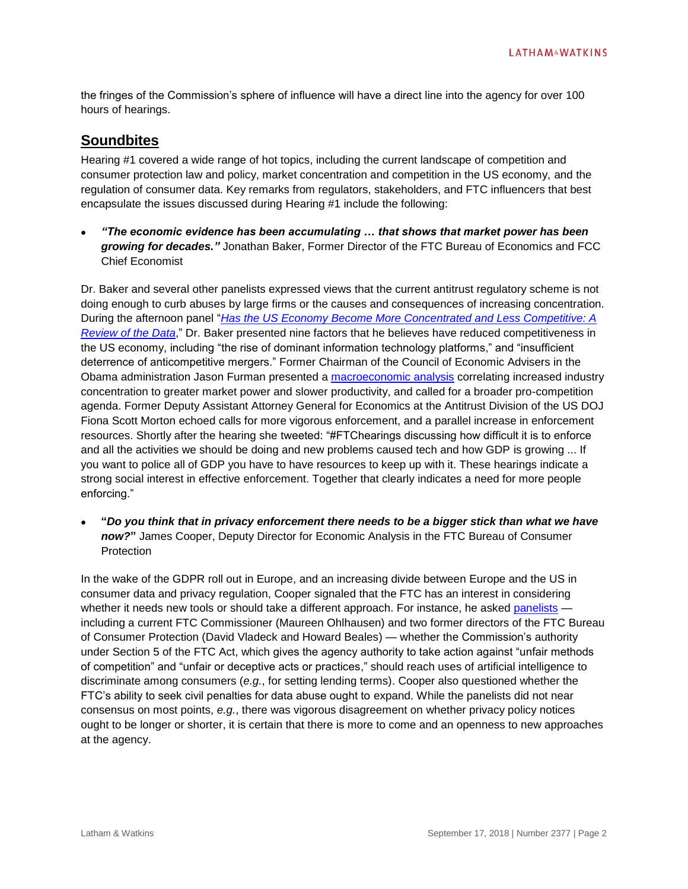the fringes of the Commission's sphere of influence will have a direct line into the agency for over 100 hours of hearings.

## Soundbites

Hearing #1 covered a wide range of hot topics, including the current landscape of competition and consumer protection law and policy, market concentration and competition in the US economy, and the regulation of consumer data. Key remarks from regulators, stakeholders, and FTC influencers that best encapsulate the issues discussed during Hearing #1 include the following:

- ***"The economic evidence has been accumulating … that shows that market power has been growing for decades."*** Jonathan Baker, Former Director of the FTC Bureau of Economics and FCC Chief Economist

Dr. Baker and several other panelists expressed views that the current antitrust regulatory scheme is not doing enough to curb abuses by large firms or the causes and consequences of increasing concentration. During the afternoon panel "*Has the US Economy Become More Concentrated and Less Competitive: A Review of the Data*," Dr. Baker presented nine factors that he believes have reduced competitiveness in the US economy, including "the rise of dominant information technology platforms," and "insufficient deterrence of anticompetitive mergers." Former Chairman of the Council of Economic Advisers in the Obama administration Jason Furman presented a macroeconomic analysis correlating increased industry concentration to greater market power and slower productivity, and called for a broader pro-competition agenda. Former Deputy Assistant Attorney General for Economics at the Antitrust Division of the US DOJ Fiona Scott Morton echoed calls for more vigorous enforcement, and a parallel increase in enforcement resources. Shortly after the hearing she tweeted: "#FTChearings discussing how difficult it is to enforce and all the activities we should be doing and new problems caused tech and how GDP is growing ... If you want to police all of GDP you have to have resources to keep up with it. These hearings indicate a strong social interest in effective enforcement. Together that clearly indicates a need for more people enforcing."

- **"*Do you think that in privacy enforcement there needs to be a bigger stick than what we have now?*"** James Cooper, Deputy Director for Economic Analysis in the FTC Bureau of Consumer Protection

In the wake of the GDPR roll out in Europe, and an increasing divide between Europe and the US in consumer data and privacy regulation, Cooper signaled that the FTC has an interest in considering whether it needs new tools or should take a different approach. For instance, he asked panelists — including a current FTC Commissioner (Maureen Ohlhausen) and two former directors of the FTC Bureau of Consumer Protection (David Vladeck and Howard Beales) — whether the Commission's authority under Section 5 of the FTC Act, which gives the agency authority to take action against "unfair methods of competition" and "unfair or deceptive acts or practices," should reach uses of artificial intelligence to discriminate among consumers (*e.g.*, for setting lending terms). Cooper also questioned whether the FTC's ability to seek civil penalties for data abuse ought to expand. While the panelists did not near consensus on most points, *e.g.*, there was vigorous disagreement on whether privacy policy notices ought to be longer or shorter, it is certain that there is more to come and an openness to new approaches at the agency.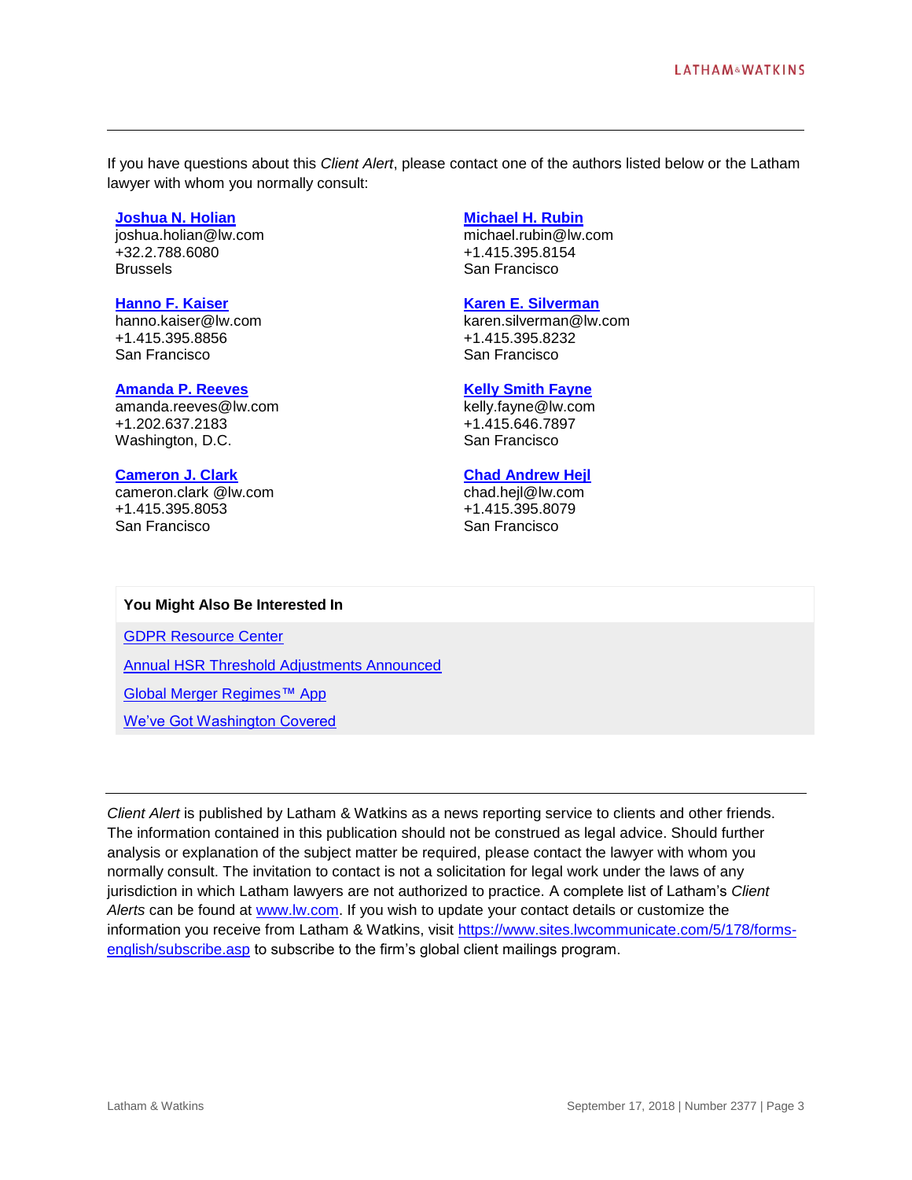If you have questions about this *Client Alert*, please contact one of the authors listed below or the Latham lawyer with whom you normally consult:

**Joshua N. Holian**
joshua.holian@lw.com
+32.2.788.6080
Brussels

**Hanno F. Kaiser**
hanno.kaiser@lw.com
+1.415.395.8856
San Francisco

**Amanda P. Reeves**
amanda.reeves@lw.com
+1.202.637.2183
Washington, D.C.

**Cameron J. Clark**
cameron.clark @lw.com
+1.415.395.8053
San Francisco

**Michael H. Rubin**
michael.rubin@lw.com
+1.415.395.8154
San Francisco

**Karen E. Silverman**
karen.silverman@lw.com
+1.415.395.8232
San Francisco

**Kelly Smith Fayne**
kelly.fayne@lw.com
+1.415.646.7897
San Francisco

**Chad Andrew Hejl**
chad.hejl@lw.com
+1.415.395.8079
San Francisco

**You Might Also Be Interested In**

GDPR Resource Center

Annual HSR Threshold Adjustments Announced

Global Merger Regimes™ App

We've Got Washington Covered

---

*Client Alert* is published by Latham & Watkins as a news reporting service to clients and other friends. The information contained in this publication should not be construed as legal advice. Should further analysis or explanation of the subject matter be required, please contact the lawyer with whom you normally consult. The invitation to contact is not a solicitation for legal work under the laws of any jurisdiction in which Latham lawyers are not authorized to practice. A complete list of Latham's *Client Alerts* can be found at www.lw.com. If you wish to update your contact details or customize the information you receive from Latham & Watkins, visit https://www.sites.lwcommunicate.com/5/178/forms-english/subscribe.asp to subscribe to the firm's global client mailings program.